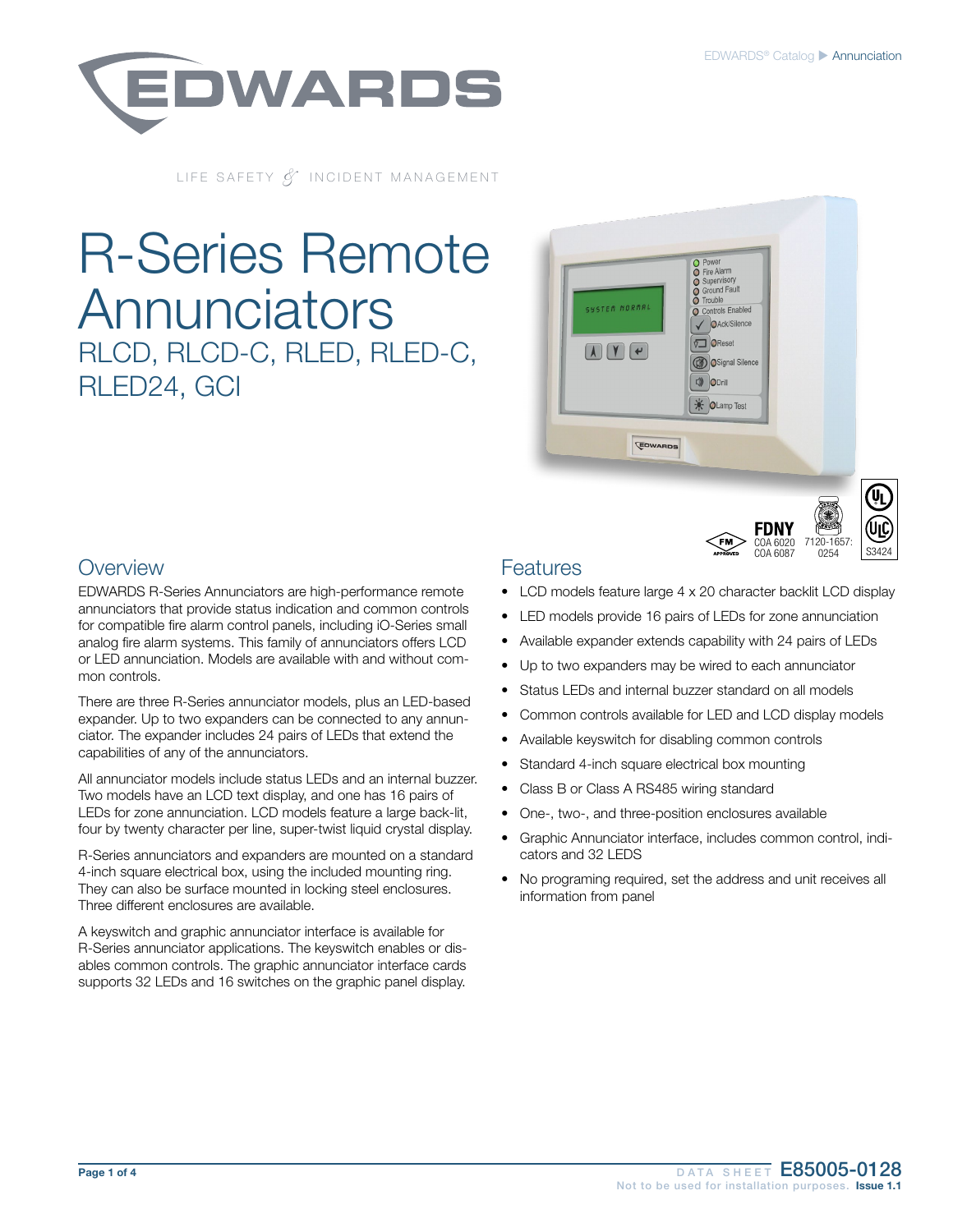LIFE SAFETY & INCIDENT MANAGEMENT

# R-Series Remote Annunciators

## RLCD, RLCD-C, RLED, RLED-C, RLED24, GCI

FDNY COA 6020 COA 6087 · 7120-1657:0254 · S3424

## Overview

EDWARDS R-Series Annunciators are high-performance remote annunciators that provide status indication and common controls for compatible fire alarm control panels, including iO-Series small analog fire alarm systems. This family of annunciators offers LCD or LED annunciation. Models are available with and without common controls.

There are three R-Series annunciator models, plus an LED-based expander. Up to two expanders can be connected to any annunciator. The expander includes 24 pairs of LEDs that extend the capabilities of any of the annunciators.

All annunciator models include status LEDs and an internal buzzer. Two models have an LCD text display, and one has 16 pairs of LEDs for zone annunciation. LCD models feature a large back-lit, four by twenty character per line, super-twist liquid crystal display.

R-Series annunciators and expanders are mounted on a standard 4-inch square electrical box, using the included mounting ring. They can also be surface mounted in locking steel enclosures. Three different enclosures are available.

A keyswitch and graphic annunciator interface is available for R-Series annunciator applications. The keyswitch enables or disables common controls. The graphic annunciator interface cards supports 32 LEDs and 16 switches on the graphic panel display.

## Features

- LCD models feature large 4 x 20 character backlit LCD display
- LED models provide 16 pairs of LEDs for zone annunciation
- Available expander extends capability with 24 pairs of LEDs
- Up to two expanders may be wired to each annunciator
- Status LEDs and internal buzzer standard on all models
- Common controls available for LED and LCD display models
- Available keyswitch for disabling common controls
- Standard 4-inch square electrical box mounting
- Class B or Class A RS485 wiring standard
- One-, two-, and three-position enclosures available
- Graphic Annunciator interface, includes common control, indicators and 32 LEDS
- No programing required, set the address and unit receives all information from panel

DATA SHEET E85005-0128

Not to be used for installation purposes. Issue 1.1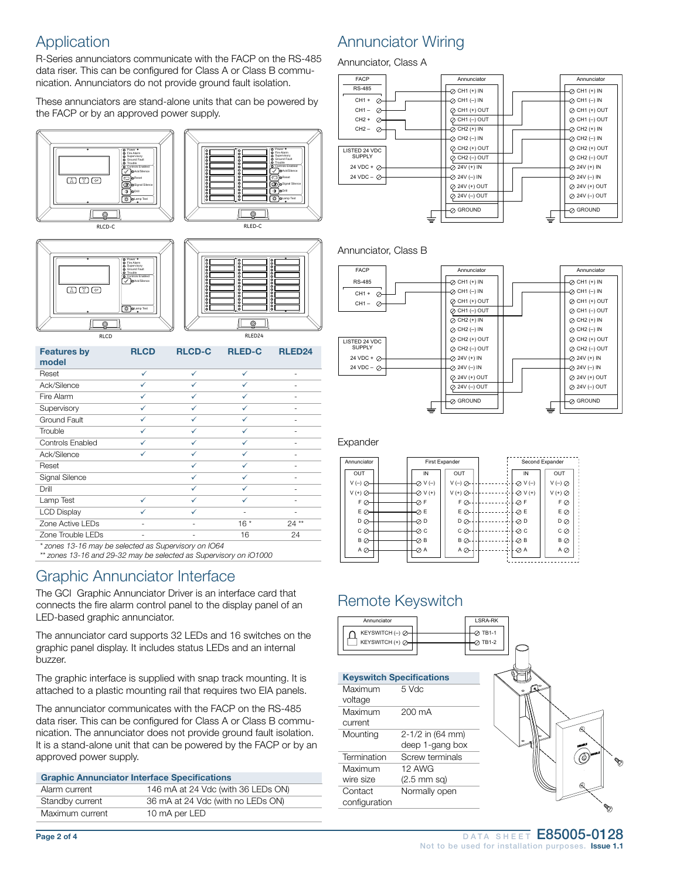# Application

R-Series annunciators communicate with the FACP on the RS-485 data riser. This can be configured for Class A or Class B communication. Annunciators do not provide ground fault isolation.

These annunciators are stand-alone units that can be powered by the FACP or by an approved power supply.

RLCD-C

RLED-C

RLCD

RLED24

| Features by model | RLCD | RLCD-C | RLED-C | RLED24 |
|---|---|---|---|---|
| Reset | ✓ | ✓ | ✓ | - |
| Ack/Silence | ✓ | ✓ | ✓ | - |
| Fire Alarm | ✓ | ✓ | ✓ | - |
| Supervisory | ✓ | ✓ | ✓ | - |
| Ground Fault | ✓ | ✓ | ✓ | - |
| Trouble | ✓ | ✓ | ✓ | - |
| Controls Enabled | ✓ | ✓ | ✓ | - |
| Ack/Silence | ✓ | ✓ | ✓ | - |
| Reset | | ✓ | ✓ | - |
| Signal Silence | | ✓ | ✓ | - |
| Drill | | ✓ | ✓ | - |
| Lamp Test | ✓ | ✓ | ✓ | - |
| LCD Display | ✓ | ✓ | - | - |
| Zone Active LEDs | - | - | 16 * | 24 ** |
| Zone Trouble LEDs | - | - | 16 | 24 |

*\* zones 13-16 may be selected as Supervisory on IO64*
*\*\* zones 13-16 and 29-32 may be selected as Supervisory on iO1000*

# Graphic Annunciator Interface

The GCI Graphic Annunciator Driver is an interface card that connects the fire alarm control panel to the display panel of an LED-based graphic annunciator.

The annunciator card supports 32 LEDs and 16 switches on the graphic panel display. It includes status LEDs and an internal buzzer.

The graphic interface is supplied with snap track mounting. It is attached to a plastic mounting rail that requires two EIA panels.

The annunciator communicates with the FACP on the RS-485 data riser. This can be configured for Class A or Class B communication. The annunciator does not provide ground fault isolation. It is a stand-alone unit that can be powered by the FACP or by an approved power supply.

| Graphic Annunciator Interface Specifications | |
|---|---|
| Alarm current | 146 mA at 24 Vdc (with 36 LEDs ON) |
| Standby current | 36 mA at 24 Vdc (with no LEDs ON) |
| Maximum current | 10 mA per LED |

# Annunciator Wiring

Annunciator, Class A

Annunciator, Class B

Expander

# Remote Keyswitch

| Keyswitch Specifications | |
|---|---|
| Maximum voltage | 5 Vdc |
| Maximum current | 200 mA |
| Mounting | 2-1/2 in (64 mm) deep 1-gang box |
| Termination | Screw terminals |
| Maximum wire size | 12 AWG (2.5 mm sq) |
| Contact configuration | Normally open |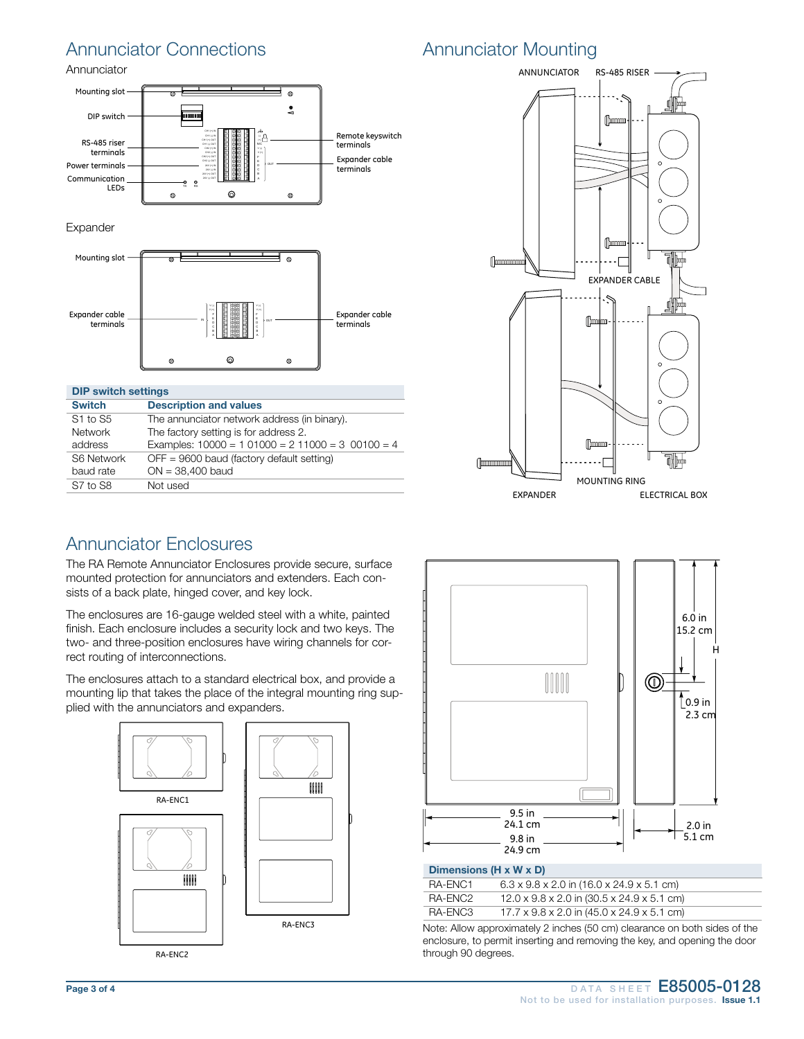## Annunciator Connections

### Annunciator

Mounting slot

DIP switch

RS-485 riser terminals

Power terminals

Communication LEDs

Remote keyswitch terminals

Expander cable terminals

### Expander

Mounting slot

Expander cable terminals

Expander cable terminals

| DIP switch settings | |
|---|---|
| **Switch** | **Description and values** |
| S1 to S5 Network address | The annunciator network address (in binary). The factory setting is for address 2. Examples: 10000 = 1 01000 = 2 11000 = 3 00100 = 4 |
| S6 Network baud rate | OFF = 9600 baud (factory default setting) ON = 38,400 baud |
| S7 to S8 | Not used |

## Annunciator Mounting

ANNUNCIATOR, RS-485 RISER, EXPANDER CABLE, MOUNTING RING, EXPANDER, ELECTRICAL BOX

## Annunciator Enclosures

The RA Remote Annunciator Enclosures provide secure, surface mounted protection for annunciators and extenders. Each consists of a back plate, hinged cover, and key lock.

The enclosures are 16-gauge welded steel with a white, painted finish. Each enclosure includes a security lock and two keys. The two- and three-position enclosures have wiring channels for correct routing of interconnections.

The enclosures attach to a standard electrical box, and provide a mounting lip that takes the place of the integral mounting ring supplied with the annunciators and expanders.

RA-ENC1

RA-ENC2

RA-ENC3

6.0 in 15.2 cm

H

0.9 in 2.3 cm

9.5 in 24.1 cm

9.8 in 24.9 cm

2.0 in 5.1 cm

| Dimensions (H x W x D) | |
|---|---|
| RA-ENC1 | 6.3 x 9.8 x 2.0 in (16.0 x 24.9 x 5.1 cm) |
| RA-ENC2 | 12.0 x 9.8 x 2.0 in (30.5 x 24.9 x 5.1 cm) |
| RA-ENC3 | 17.7 x 9.8 x 2.0 in (45.0 x 24.9 x 5.1 cm) |

Note: Allow approximately 2 inches (50 cm) clearance on both sides of the enclosure, to permit inserting and removing the key, and opening the door through 90 degrees.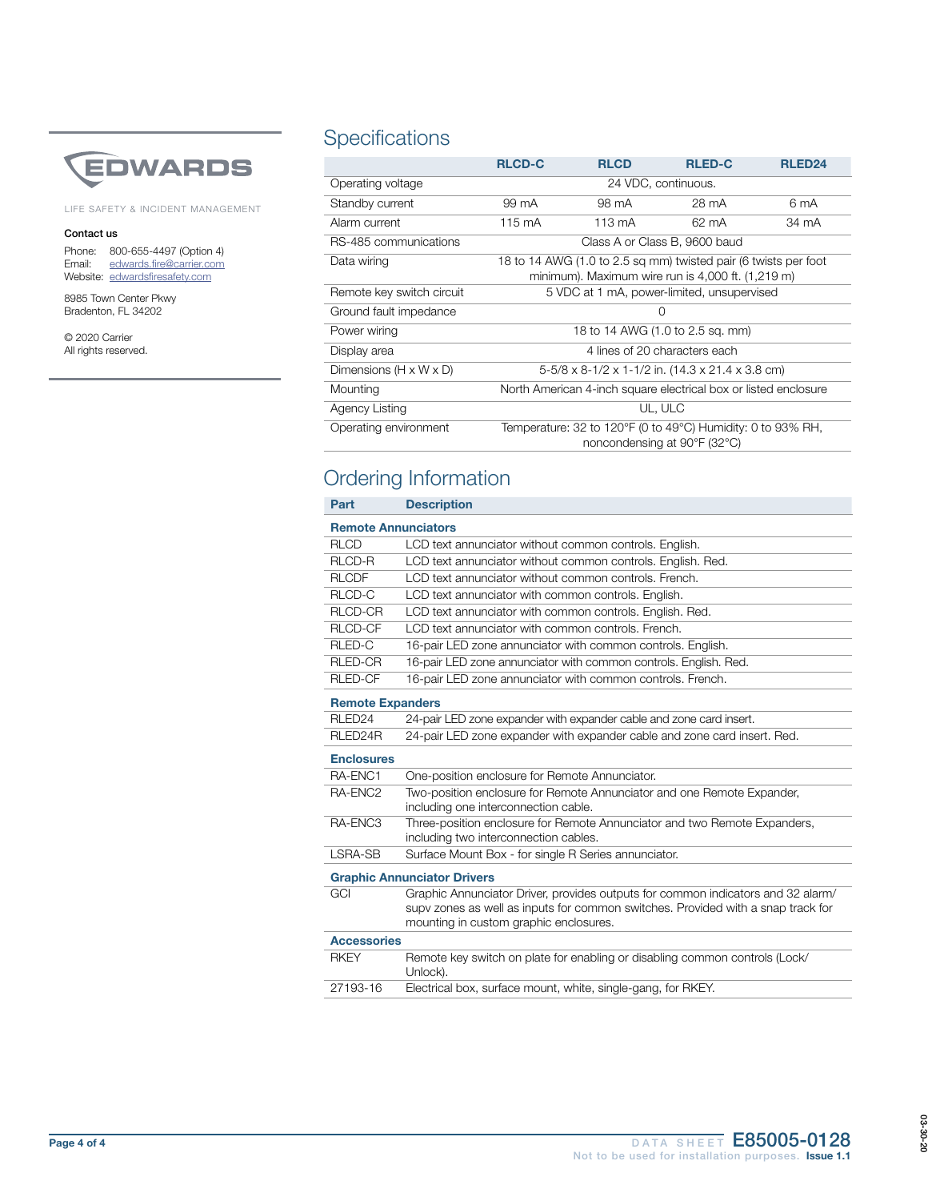EDWARDS

LIFE SAFETY & INCIDENT MANAGEMENT

**Contact us**

Phone: 800-655-4497 (Option 4)
Email: edwards.fire@carrier.com
Website: edwardsfiresafety.com

8985 Town Center Pkwy
Bradenton, FL 34202

© 2020 Carrier
All rights reserved.

## Specifications

| | RLCD-C | RLCD | RLED-C | RLED24 |
|---|---|---|---|---|
| Operating voltage | 24 VDC, continuous. | | | |
| Standby current | 99 mA | 98 mA | 28 mA | 6 mA |
| Alarm current | 115 mA | 113 mA | 62 mA | 34 mA |
| RS-485 communications | Class A or Class B, 9600 baud | | | |
| Data wiring | 18 to 14 AWG (1.0 to 2.5 sq mm) twisted pair (6 twists per foot minimum). Maximum wire run is 4,000 ft. (1,219 m) | | | |
| Remote key switch circuit | 5 VDC at 1 mA, power-limited, unsupervised | | | |
| Ground fault impedance | 0 | | | |
| Power wiring | 18 to 14 AWG (1.0 to 2.5 sq. mm) | | | |
| Display area | 4 lines of 20 characters each | | | |
| Dimensions (H x W x D) | 5-5/8 x 8-1/2 x 1-1/2 in. (14.3 x 21.4 x 3.8 cm) | | | |
| Mounting | North American 4-inch square electrical box or listed enclosure | | | |
| Agency Listing | UL, ULC | | | |
| Operating environment | Temperature: 32 to 120°F (0 to 49°C) Humidity: 0 to 93% RH, noncondensing at 90°F (32°C) | | | |

## Ordering Information

| Part | Description |
|---|---|
| **Remote Annunciators** | |
| RLCD | LCD text annunciator without common controls. English. |
| RLCD-R | LCD text annunciator without common controls. English. Red. |
| RLCDF | LCD text annunciator without common controls. French. |
| RLCD-C | LCD text annunciator with common controls. English. |
| RLCD-CR | LCD text annunciator with common controls. English. Red. |
| RLCD-CF | LCD text annunciator with common controls. French. |
| RLED-C | 16-pair LED zone annunciator with common controls. English. |
| RLED-CR | 16-pair LED zone annunciator with common controls. English. Red. |
| RLED-CF | 16-pair LED zone annunciator with common controls. French. |
| **Remote Expanders** | |
| RLED24 | 24-pair LED zone expander with expander cable and zone card insert. |
| RLED24R | 24-pair LED zone expander with expander cable and zone card insert. Red. |
| **Enclosures** | |
| RA-ENC1 | One-position enclosure for Remote Annunciator. |
| RA-ENC2 | Two-position enclosure for Remote Annunciator and one Remote Expander, including one interconnection cable. |
| RA-ENC3 | Three-position enclosure for Remote Annunciator and two Remote Expanders, including two interconnection cables. |
| LSRA-SB | Surface Mount Box - for single R Series annunciator. |
| **Graphic Annunciator Drivers** | |
| GCI | Graphic Annunciator Driver, provides outputs for common indicators and 32 alarm/supv zones as well as inputs for common switches. Provided with a snap track for mounting in custom graphic enclosures. |
| **Accessories** | |
| RKEY | Remote key switch on plate for enabling or disabling common controls (Lock/Unlock). |
| 27193-16 | Electrical box, surface mount, white, single-gang, for RKEY. |

DATA SHEET E85005-0128
Not to be used for installation purposes. Issue 1.1

03-30-20